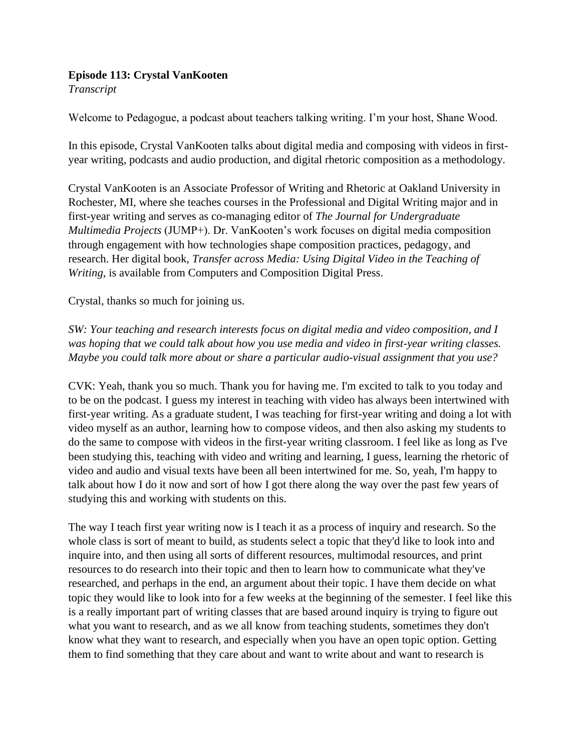**Episode 113: Crystal VanKooten**
*Transcript*

Welcome to Pedagogue, a podcast about teachers talking writing. I'm your host, Shane Wood.

In this episode, Crystal VanKooten talks about digital media and composing with videos in first-year writing, podcasts and audio production, and digital rhetoric composition as a methodology.

Crystal VanKooten is an Associate Professor of Writing and Rhetoric at Oakland University in Rochester, MI, where she teaches courses in the Professional and Digital Writing major and in first-year writing and serves as co-managing editor of *The Journal for Undergraduate Multimedia Projects* (JUMP+). Dr. VanKooten's work focuses on digital media composition through engagement with how technologies shape composition practices, pedagogy, and research. Her digital book, *Transfer across Media: Using Digital Video in the Teaching of Writing*, is available from Computers and Composition Digital Press.

Crystal, thanks so much for joining us.

*SW: Your teaching and research interests focus on digital media and video composition, and I was hoping that we could talk about how you use media and video in first-year writing classes. Maybe you could talk more about or share a particular audio-visual assignment that you use?*

CVK: Yeah, thank you so much. Thank you for having me. I'm excited to talk to you today and to be on the podcast. I guess my interest in teaching with video has always been intertwined with first-year writing. As a graduate student, I was teaching for first-year writing and doing a lot with video myself as an author, learning how to compose videos, and then also asking my students to do the same to compose with videos in the first-year writing classroom. I feel like as long as I've been studying this, teaching with video and writing and learning, I guess, learning the rhetoric of video and audio and visual texts have been all been intertwined for me. So, yeah, I'm happy to talk about how I do it now and sort of how I got there along the way over the past few years of studying this and working with students on this.

The way I teach first year writing now is I teach it as a process of inquiry and research. So the whole class is sort of meant to build, as students select a topic that they'd like to look into and inquire into, and then using all sorts of different resources, multimodal resources, and print resources to do research into their topic and then to learn how to communicate what they've researched, and perhaps in the end, an argument about their topic. I have them decide on what topic they would like to look into for a few weeks at the beginning of the semester. I feel like this is a really important part of writing classes that are based around inquiry is trying to figure out what you want to research, and as we all know from teaching students, sometimes they don't know what they want to research, and especially when you have an open topic option. Getting them to find something that they care about and want to write about and want to research is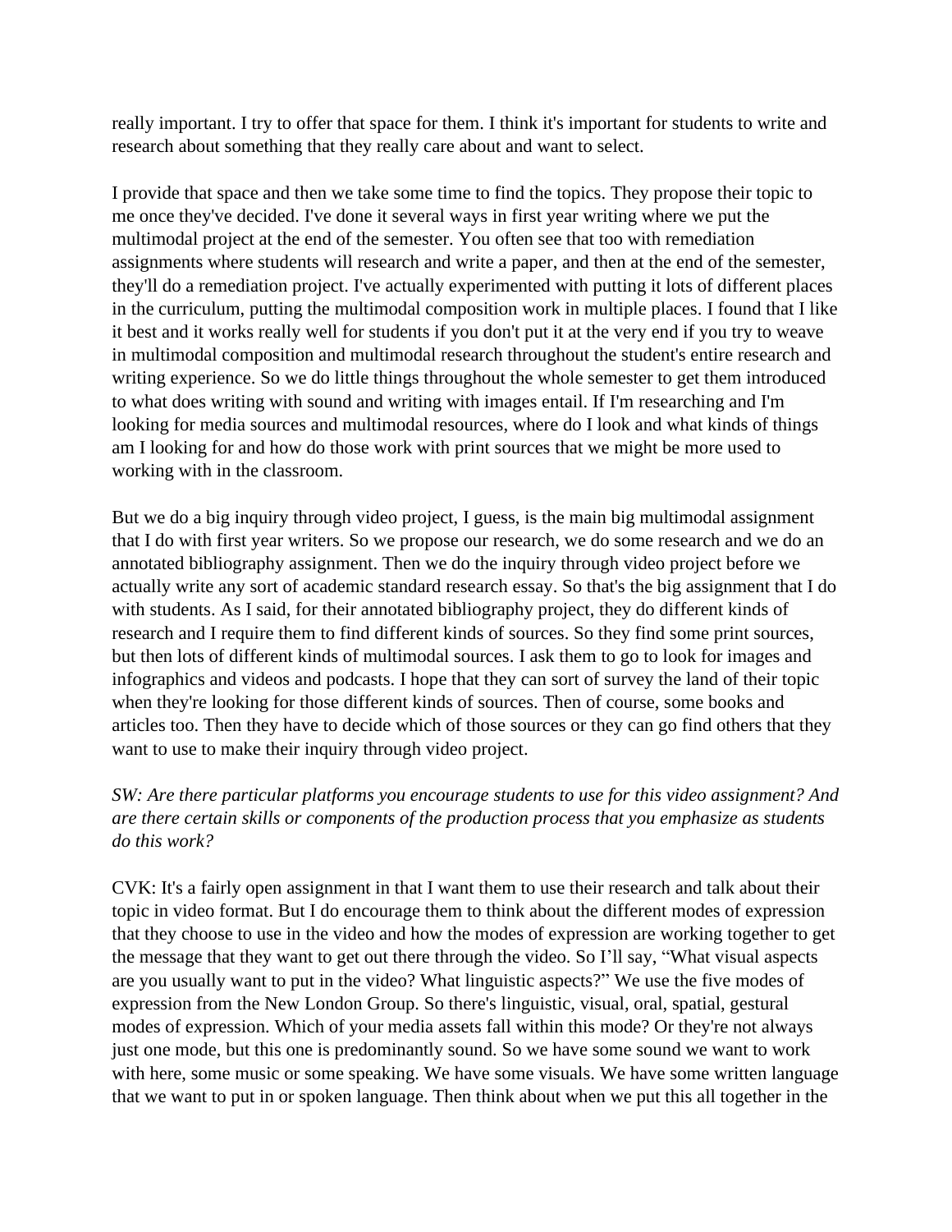really important. I try to offer that space for them. I think it's important for students to write and research about something that they really care about and want to select.

I provide that space and then we take some time to find the topics. They propose their topic to me once they've decided. I've done it several ways in first year writing where we put the multimodal project at the end of the semester. You often see that too with remediation assignments where students will research and write a paper, and then at the end of the semester, they'll do a remediation project. I've actually experimented with putting it lots of different places in the curriculum, putting the multimodal composition work in multiple places. I found that I like it best and it works really well for students if you don't put it at the very end if you try to weave in multimodal composition and multimodal research throughout the student's entire research and writing experience. So we do little things throughout the whole semester to get them introduced to what does writing with sound and writing with images entail. If I'm researching and I'm looking for media sources and multimodal resources, where do I look and what kinds of things am I looking for and how do those work with print sources that we might be more used to working with in the classroom.

But we do a big inquiry through video project, I guess, is the main big multimodal assignment that I do with first year writers. So we propose our research, we do some research and we do an annotated bibliography assignment. Then we do the inquiry through video project before we actually write any sort of academic standard research essay. So that's the big assignment that I do with students. As I said, for their annotated bibliography project, they do different kinds of research and I require them to find different kinds of sources. So they find some print sources, but then lots of different kinds of multimodal sources. I ask them to go to look for images and infographics and videos and podcasts. I hope that they can sort of survey the land of their topic when they're looking for those different kinds of sources. Then of course, some books and articles too. Then they have to decide which of those sources or they can go find others that they want to use to make their inquiry through video project.

*SW: Are there particular platforms you encourage students to use for this video assignment? And are there certain skills or components of the production process that you emphasize as students do this work?*

CVK: It's a fairly open assignment in that I want them to use their research and talk about their topic in video format. But I do encourage them to think about the different modes of expression that they choose to use in the video and how the modes of expression are working together to get the message that they want to get out there through the video. So I'll say, "What visual aspects are you usually want to put in the video? What linguistic aspects?" We use the five modes of expression from the New London Group. So there's linguistic, visual, oral, spatial, gestural modes of expression. Which of your media assets fall within this mode? Or they're not always just one mode, but this one is predominantly sound. So we have some sound we want to work with here, some music or some speaking. We have some visuals. We have some written language that we want to put in or spoken language. Then think about when we put this all together in the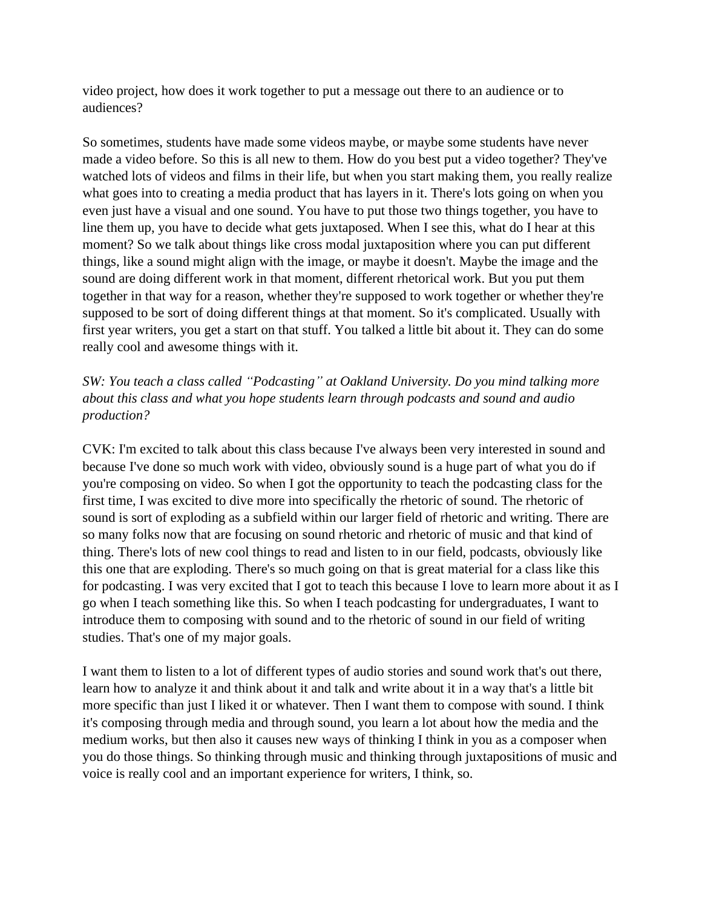video project, how does it work together to put a message out there to an audience or to audiences?

So sometimes, students have made some videos maybe, or maybe some students have never made a video before. So this is all new to them. How do you best put a video together? They've watched lots of videos and films in their life, but when you start making them, you really realize what goes into to creating a media product that has layers in it. There's lots going on when you even just have a visual and one sound. You have to put those two things together, you have to line them up, you have to decide what gets juxtaposed. When I see this, what do I hear at this moment? So we talk about things like cross modal juxtaposition where you can put different things, like a sound might align with the image, or maybe it doesn't. Maybe the image and the sound are doing different work in that moment, different rhetorical work. But you put them together in that way for a reason, whether they're supposed to work together or whether they're supposed to be sort of doing different things at that moment. So it's complicated. Usually with first year writers, you get a start on that stuff. You talked a little bit about it. They can do some really cool and awesome things with it.

*SW: You teach a class called "Podcasting" at Oakland University. Do you mind talking more about this class and what you hope students learn through podcasts and sound and audio production?*

CVK: I'm excited to talk about this class because I've always been very interested in sound and because I've done so much work with video, obviously sound is a huge part of what you do if you're composing on video. So when I got the opportunity to teach the podcasting class for the first time, I was excited to dive more into specifically the rhetoric of sound. The rhetoric of sound is sort of exploding as a subfield within our larger field of rhetoric and writing. There are so many folks now that are focusing on sound rhetoric and rhetoric of music and that kind of thing. There's lots of new cool things to read and listen to in our field, podcasts, obviously like this one that are exploding. There's so much going on that is great material for a class like this for podcasting. I was very excited that I got to teach this because I love to learn more about it as I go when I teach something like this. So when I teach podcasting for undergraduates, I want to introduce them to composing with sound and to the rhetoric of sound in our field of writing studies. That's one of my major goals.

I want them to listen to a lot of different types of audio stories and sound work that's out there, learn how to analyze it and think about it and talk and write about it in a way that's a little bit more specific than just I liked it or whatever. Then I want them to compose with sound. I think it's composing through media and through sound, you learn a lot about how the media and the medium works, but then also it causes new ways of thinking I think in you as a composer when you do those things. So thinking through music and thinking through juxtapositions of music and voice is really cool and an important experience for writers, I think, so.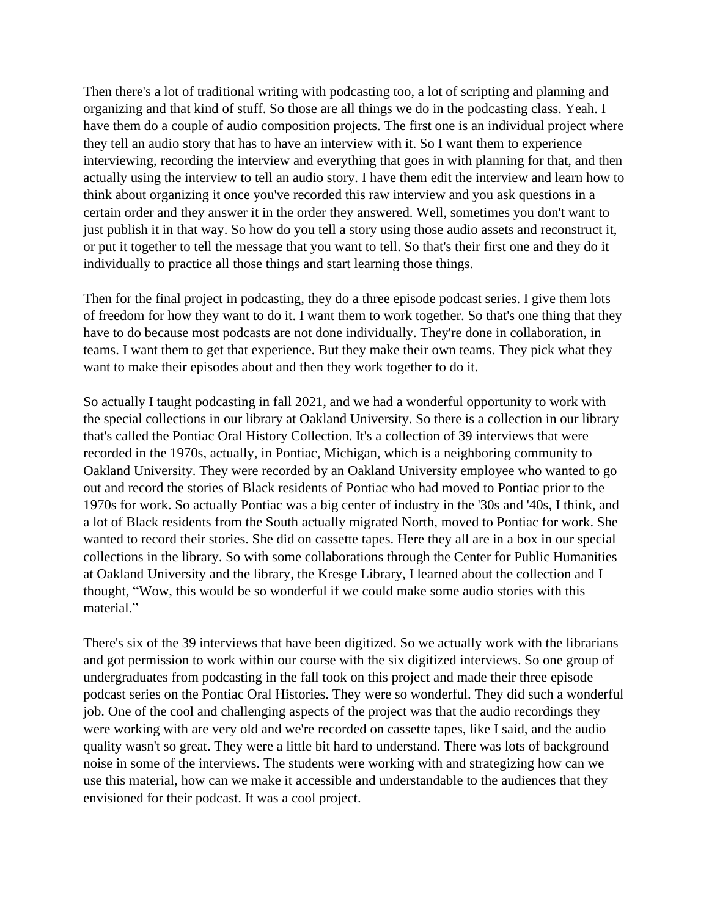Then there's a lot of traditional writing with podcasting too, a lot of scripting and planning and organizing and that kind of stuff. So those are all things we do in the podcasting class. Yeah. I have them do a couple of audio composition projects. The first one is an individual project where they tell an audio story that has to have an interview with it. So I want them to experience interviewing, recording the interview and everything that goes in with planning for that, and then actually using the interview to tell an audio story. I have them edit the interview and learn how to think about organizing it once you've recorded this raw interview and you ask questions in a certain order and they answer it in the order they answered. Well, sometimes you don't want to just publish it in that way. So how do you tell a story using those audio assets and reconstruct it, or put it together to tell the message that you want to tell. So that's their first one and they do it individually to practice all those things and start learning those things.

Then for the final project in podcasting, they do a three episode podcast series. I give them lots of freedom for how they want to do it. I want them to work together. So that's one thing that they have to do because most podcasts are not done individually. They're done in collaboration, in teams. I want them to get that experience. But they make their own teams. They pick what they want to make their episodes about and then they work together to do it.

So actually I taught podcasting in fall 2021, and we had a wonderful opportunity to work with the special collections in our library at Oakland University. So there is a collection in our library that's called the Pontiac Oral History Collection. It's a collection of 39 interviews that were recorded in the 1970s, actually, in Pontiac, Michigan, which is a neighboring community to Oakland University. They were recorded by an Oakland University employee who wanted to go out and record the stories of Black residents of Pontiac who had moved to Pontiac prior to the 1970s for work. So actually Pontiac was a big center of industry in the '30s and '40s, I think, and a lot of Black residents from the South actually migrated North, moved to Pontiac for work. She wanted to record their stories. She did on cassette tapes. Here they all are in a box in our special collections in the library. So with some collaborations through the Center for Public Humanities at Oakland University and the library, the Kresge Library, I learned about the collection and I thought, "Wow, this would be so wonderful if we could make some audio stories with this material."

There's six of the 39 interviews that have been digitized. So we actually work with the librarians and got permission to work within our course with the six digitized interviews. So one group of undergraduates from podcasting in the fall took on this project and made their three episode podcast series on the Pontiac Oral Histories. They were so wonderful. They did such a wonderful job. One of the cool and challenging aspects of the project was that the audio recordings they were working with are very old and we're recorded on cassette tapes, like I said, and the audio quality wasn't so great. They were a little bit hard to understand. There was lots of background noise in some of the interviews. The students were working with and strategizing how can we use this material, how can we make it accessible and understandable to the audiences that they envisioned for their podcast. It was a cool project.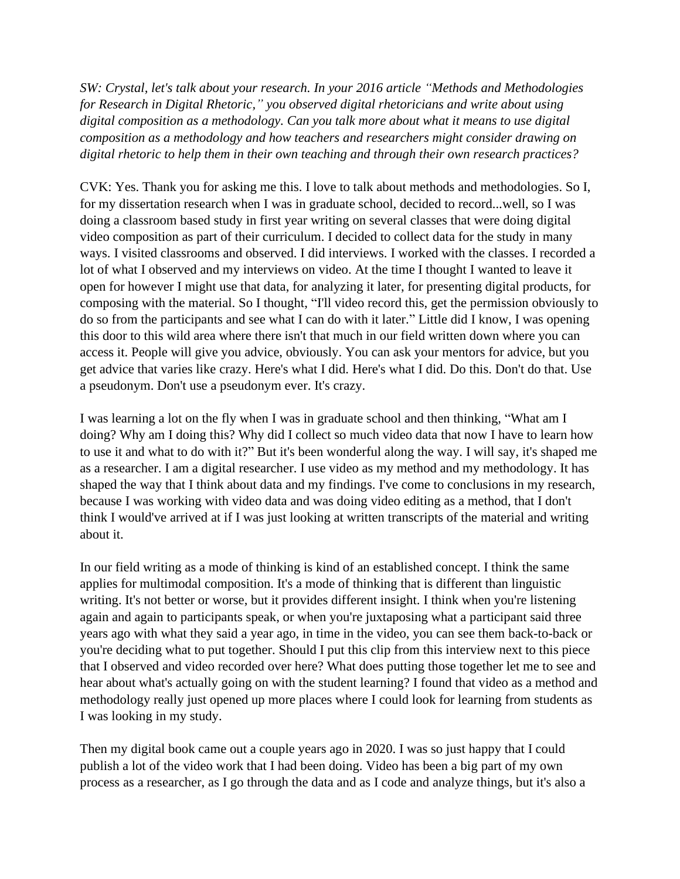*SW: Crystal, let's talk about your research. In your 2016 article "Methods and Methodologies for Research in Digital Rhetoric," you observed digital rhetoricians and write about using digital composition as a methodology. Can you talk more about what it means to use digital composition as a methodology and how teachers and researchers might consider drawing on digital rhetoric to help them in their own teaching and through their own research practices?*

CVK: Yes. Thank you for asking me this. I love to talk about methods and methodologies. So I, for my dissertation research when I was in graduate school, decided to record...well, so I was doing a classroom based study in first year writing on several classes that were doing digital video composition as part of their curriculum. I decided to collect data for the study in many ways. I visited classrooms and observed. I did interviews. I worked with the classes. I recorded a lot of what I observed and my interviews on video. At the time I thought I wanted to leave it open for however I might use that data, for analyzing it later, for presenting digital products, for composing with the material. So I thought, "I'll video record this, get the permission obviously to do so from the participants and see what I can do with it later." Little did I know, I was opening this door to this wild area where there isn't that much in our field written down where you can access it. People will give you advice, obviously. You can ask your mentors for advice, but you get advice that varies like crazy. Here's what I did. Here's what I did. Do this. Don't do that. Use a pseudonym. Don't use a pseudonym ever. It's crazy.

I was learning a lot on the fly when I was in graduate school and then thinking, "What am I doing? Why am I doing this? Why did I collect so much video data that now I have to learn how to use it and what to do with it?" But it's been wonderful along the way. I will say, it's shaped me as a researcher. I am a digital researcher. I use video as my method and my methodology. It has shaped the way that I think about data and my findings. I've come to conclusions in my research, because I was working with video data and was doing video editing as a method, that I don't think I would've arrived at if I was just looking at written transcripts of the material and writing about it.

In our field writing as a mode of thinking is kind of an established concept. I think the same applies for multimodal composition. It's a mode of thinking that is different than linguistic writing. It's not better or worse, but it provides different insight. I think when you're listening again and again to participants speak, or when you're juxtaposing what a participant said three years ago with what they said a year ago, in time in the video, you can see them back-to-back or you're deciding what to put together. Should I put this clip from this interview next to this piece that I observed and video recorded over here? What does putting those together let me to see and hear about what's actually going on with the student learning? I found that video as a method and methodology really just opened up more places where I could look for learning from students as I was looking in my study.

Then my digital book came out a couple years ago in 2020. I was so just happy that I could publish a lot of the video work that I had been doing. Video has been a big part of my own process as a researcher, as I go through the data and as I code and analyze things, but it's also a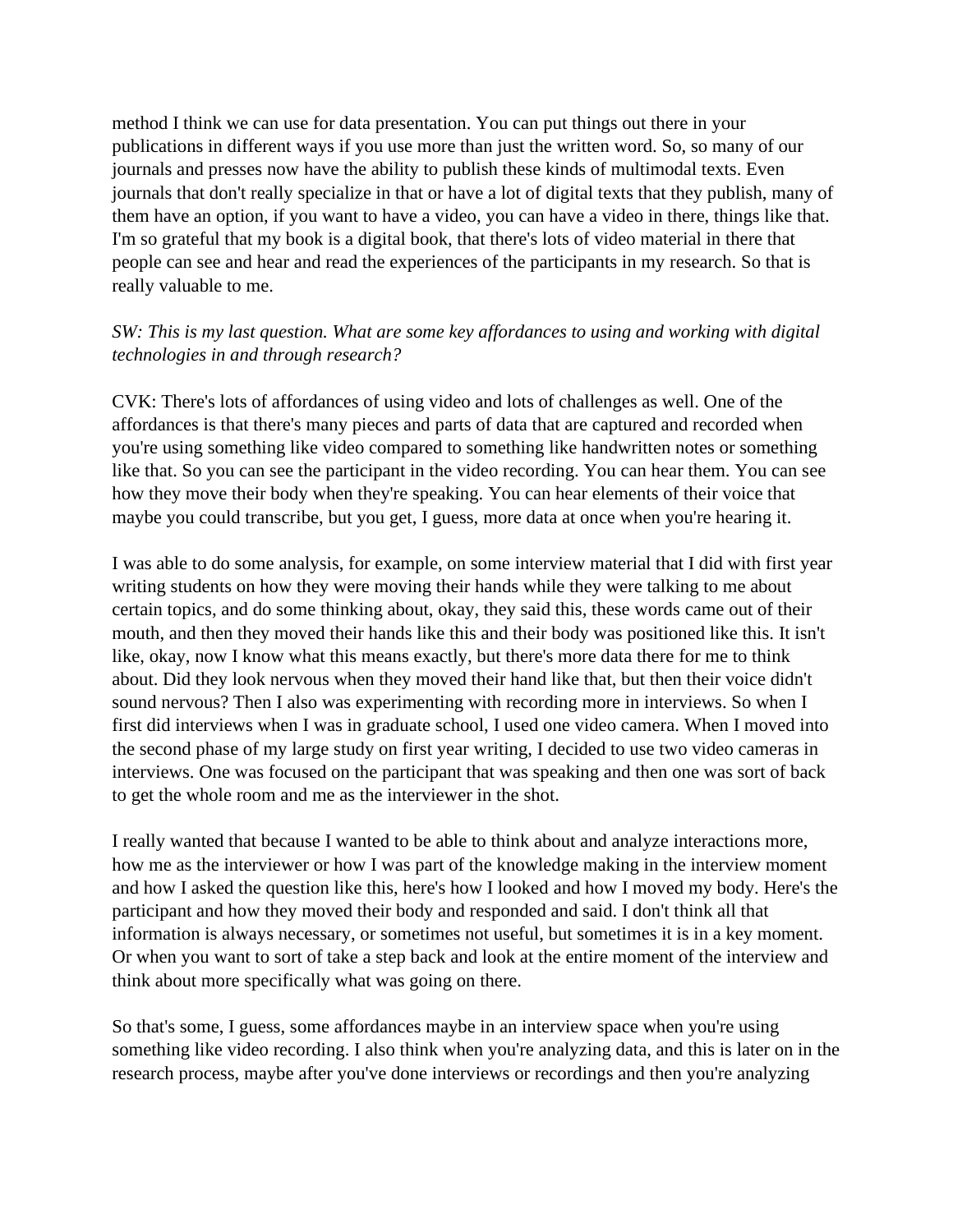method I think we can use for data presentation. You can put things out there in your publications in different ways if you use more than just the written word. So, so many of our journals and presses now have the ability to publish these kinds of multimodal texts. Even journals that don't really specialize in that or have a lot of digital texts that they publish, many of them have an option, if you want to have a video, you can have a video in there, things like that. I'm so grateful that my book is a digital book, that there's lots of video material in there that people can see and hear and read the experiences of the participants in my research. So that is really valuable to me.

*SW: This is my last question. What are some key affordances to using and working with digital technologies in and through research?*

CVK: There's lots of affordances of using video and lots of challenges as well. One of the affordances is that there's many pieces and parts of data that are captured and recorded when you're using something like video compared to something like handwritten notes or something like that. So you can see the participant in the video recording. You can hear them. You can see how they move their body when they're speaking. You can hear elements of their voice that maybe you could transcribe, but you get, I guess, more data at once when you're hearing it.

I was able to do some analysis, for example, on some interview material that I did with first year writing students on how they were moving their hands while they were talking to me about certain topics, and do some thinking about, okay, they said this, these words came out of their mouth, and then they moved their hands like this and their body was positioned like this. It isn't like, okay, now I know what this means exactly, but there's more data there for me to think about. Did they look nervous when they moved their hand like that, but then their voice didn't sound nervous? Then I also was experimenting with recording more in interviews. So when I first did interviews when I was in graduate school, I used one video camera. When I moved into the second phase of my large study on first year writing, I decided to use two video cameras in interviews. One was focused on the participant that was speaking and then one was sort of back to get the whole room and me as the interviewer in the shot.

I really wanted that because I wanted to be able to think about and analyze interactions more, how me as the interviewer or how I was part of the knowledge making in the interview moment and how I asked the question like this, here's how I looked and how I moved my body. Here's the participant and how they moved their body and responded and said. I don't think all that information is always necessary, or sometimes not useful, but sometimes it is in a key moment. Or when you want to sort of take a step back and look at the entire moment of the interview and think about more specifically what was going on there.

So that's some, I guess, some affordances maybe in an interview space when you're using something like video recording. I also think when you're analyzing data, and this is later on in the research process, maybe after you've done interviews or recordings and then you're analyzing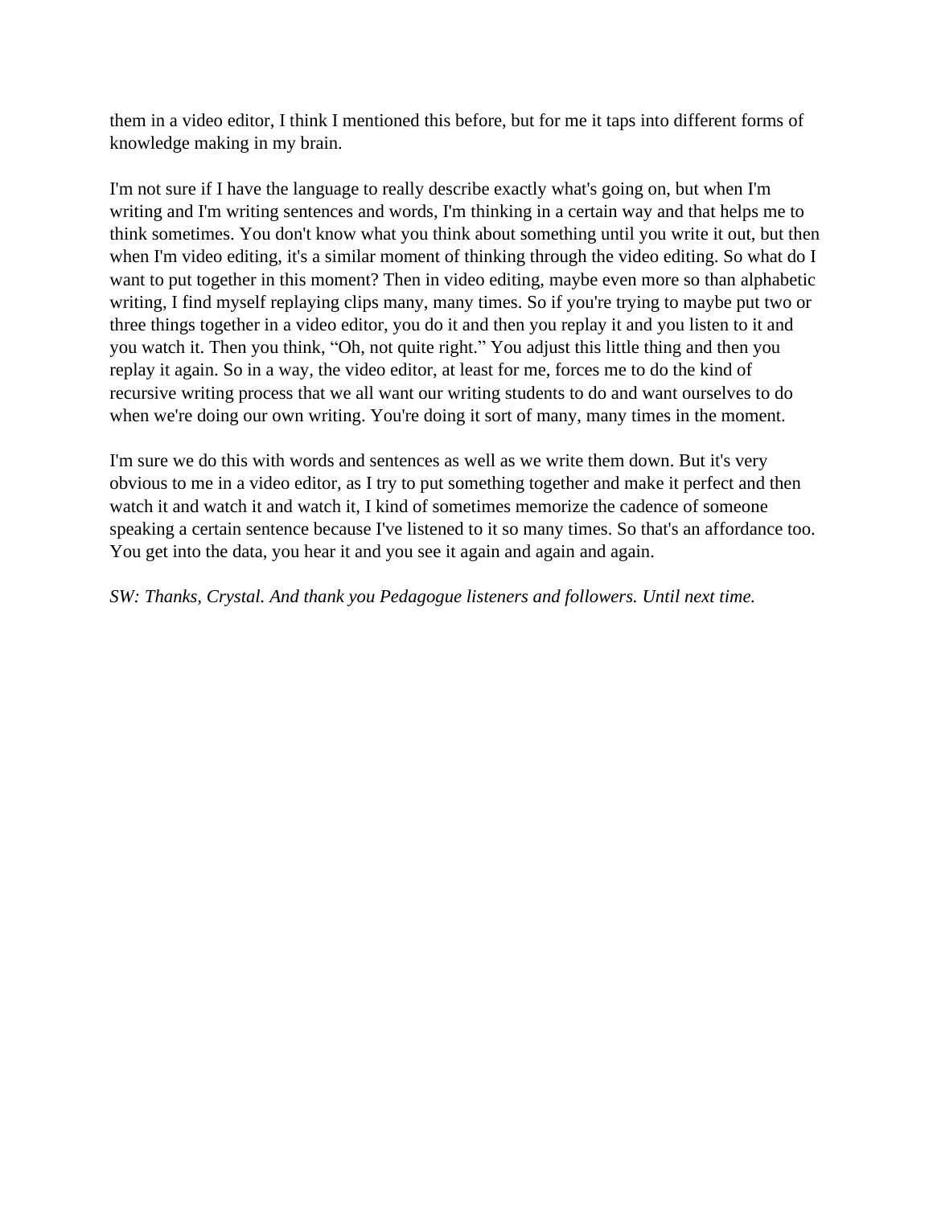them in a video editor, I think I mentioned this before, but for me it taps into different forms of knowledge making in my brain.

I'm not sure if I have the language to really describe exactly what's going on, but when I'm writing and I'm writing sentences and words, I'm thinking in a certain way and that helps me to think sometimes. You don't know what you think about something until you write it out, but then when I'm video editing, it's a similar moment of thinking through the video editing. So what do I want to put together in this moment? Then in video editing, maybe even more so than alphabetic writing, I find myself replaying clips many, many times. So if you're trying to maybe put two or three things together in a video editor, you do it and then you replay it and you listen to it and you watch it. Then you think, "Oh, not quite right." You adjust this little thing and then you replay it again. So in a way, the video editor, at least for me, forces me to do the kind of recursive writing process that we all want our writing students to do and want ourselves to do when we're doing our own writing. You're doing it sort of many, many times in the moment.

I'm sure we do this with words and sentences as well as we write them down. But it's very obvious to me in a video editor, as I try to put something together and make it perfect and then watch it and watch it and watch it, I kind of sometimes memorize the cadence of someone speaking a certain sentence because I've listened to it so many times. So that's an affordance too. You get into the data, you hear it and you see it again and again and again.

*SW: Thanks, Crystal. And thank you Pedagogue listeners and followers. Until next time.*